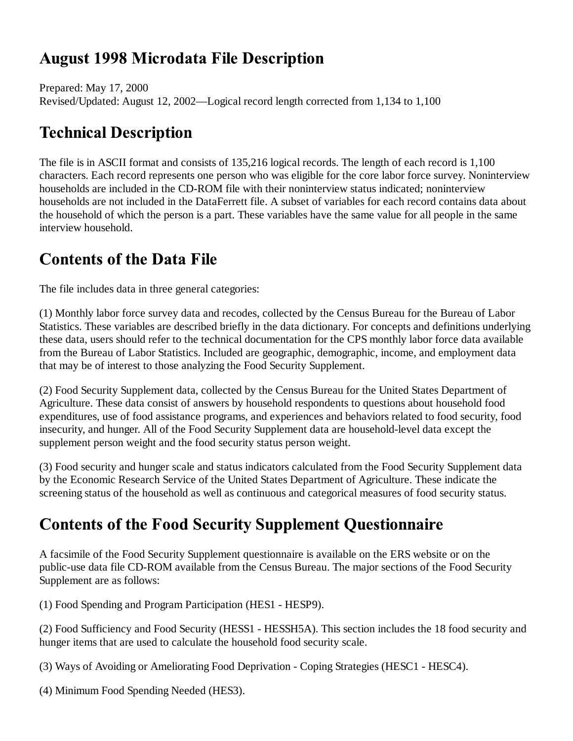# August 1998 Microdata File Description

Prepared: May 17, 2000
Revised/Updated: August 12, 2002—Logical record length corrected from 1,134 to 1,100

## Technical Description

The file is in ASCII format and consists of 135,216 logical records. The length of each record is 1,100 characters. Each record represents one person who was eligible for the core labor force survey. Noninterview households are included in the CD-ROM file with their noninterview status indicated; noninterview households are not included in the DataFerrett file. A subset of variables for each record contains data about the household of which the person is a part. These variables have the same value for all people in the same interview household.

## Contents of the Data File

The file includes data in three general categories:

(1) Monthly labor force survey data and recodes, collected by the Census Bureau for the Bureau of Labor Statistics. These variables are described briefly in the data dictionary. For concepts and definitions underlying these data, users should refer to the technical documentation for the CPS monthly labor force data available from the Bureau of Labor Statistics. Included are geographic, demographic, income, and employment data that may be of interest to those analyzing the Food Security Supplement.

(2) Food Security Supplement data, collected by the Census Bureau for the United States Department of Agriculture. These data consist of answers by household respondents to questions about household food expenditures, use of food assistance programs, and experiences and behaviors related to food security, food insecurity, and hunger. All of the Food Security Supplement data are household-level data except the supplement person weight and the food security status person weight.

(3) Food security and hunger scale and status indicators calculated from the Food Security Supplement data by the Economic Research Service of the United States Department of Agriculture. These indicate the screening status of the household as well as continuous and categorical measures of food security status.

## Contents of the Food Security Supplement Questionnaire

A facsimile of the Food Security Supplement questionnaire is available on the ERS website or on the public-use data file CD-ROM available from the Census Bureau. The major sections of the Food Security Supplement are as follows:

(1) Food Spending and Program Participation (HES1 - HESP9).

(2) Food Sufficiency and Food Security (HESS1 - HESSH5A). This section includes the 18 food security and hunger items that are used to calculate the household food security scale.

(3) Ways of Avoiding or Ameliorating Food Deprivation - Coping Strategies (HESC1 - HESC4).

(4) Minimum Food Spending Needed (HES3).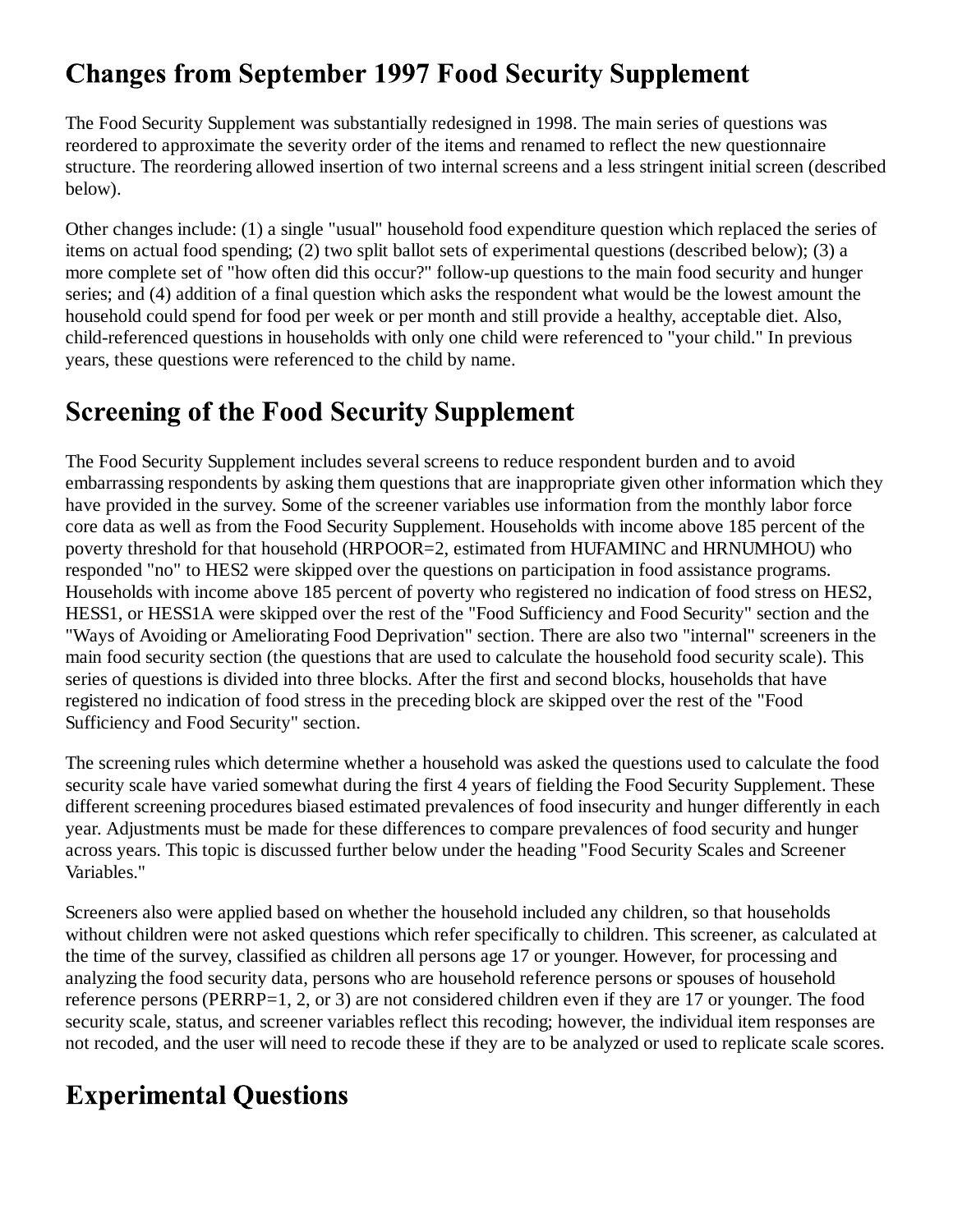## Changes from September 1997 Food Security Supplement

The Food Security Supplement was substantially redesigned in 1998. The main series of questions was reordered to approximate the severity order of the items and renamed to reflect the new questionnaire structure. The reordering allowed insertion of two internal screens and a less stringent initial screen (described below).

Other changes include: (1) a single "usual" household food expenditure question which replaced the series of items on actual food spending; (2) two split ballot sets of experimental questions (described below); (3) a more complete set of "how often did this occur?" follow-up questions to the main food security and hunger series; and (4) addition of a final question which asks the respondent what would be the lowest amount the household could spend for food per week or per month and still provide a healthy, acceptable diet. Also, child-referenced questions in households with only one child were referenced to "your child." In previous years, these questions were referenced to the child by name.

## Screening of the Food Security Supplement

The Food Security Supplement includes several screens to reduce respondent burden and to avoid embarrassing respondents by asking them questions that are inappropriate given other information which they have provided in the survey. Some of the screener variables use information from the monthly labor force core data as well as from the Food Security Supplement. Households with income above 185 percent of the poverty threshold for that household (HRPOOR=2, estimated from HUFAMINC and HRNUMHOU) who responded "no" to HES2 were skipped over the questions on participation in food assistance programs. Households with income above 185 percent of poverty who registered no indication of food stress on HES2, HESS1, or HESS1A were skipped over the rest of the "Food Sufficiency and Food Security" section and the "Ways of Avoiding or Ameliorating Food Deprivation" section. There are also two "internal" screeners in the main food security section (the questions that are used to calculate the household food security scale). This series of questions is divided into three blocks. After the first and second blocks, households that have registered no indication of food stress in the preceding block are skipped over the rest of the "Food Sufficiency and Food Security" section.

The screening rules which determine whether a household was asked the questions used to calculate the food security scale have varied somewhat during the first 4 years of fielding the Food Security Supplement. These different screening procedures biased estimated prevalences of food insecurity and hunger differently in each year. Adjustments must be made for these differences to compare prevalences of food security and hunger across years. This topic is discussed further below under the heading "Food Security Scales and Screener Variables."

Screeners also were applied based on whether the household included any children, so that households without children were not asked questions which refer specifically to children. This screener, as calculated at the time of the survey, classified as children all persons age 17 or younger. However, for processing and analyzing the food security data, persons who are household reference persons or spouses of household reference persons (PERRP=1, 2, or 3) are not considered children even if they are 17 or younger. The food security scale, status, and screener variables reflect this recoding; however, the individual item responses are not recoded, and the user will need to recode these if they are to be analyzed or used to replicate scale scores.

## Experimental Questions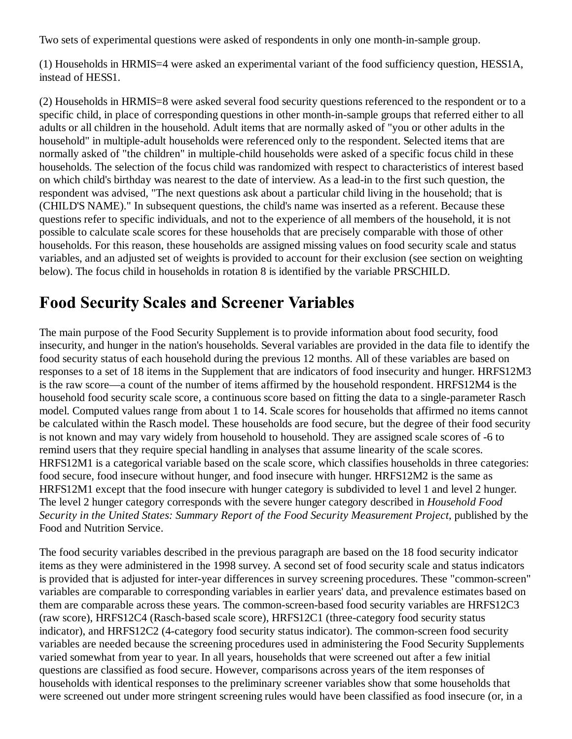Two sets of experimental questions were asked of respondents in only one month-in-sample group.

(1) Households in HRMIS=4 were asked an experimental variant of the food sufficiency question, HESS1A, instead of HESS1.

(2) Households in HRMIS=8 were asked several food security questions referenced to the respondent or to a specific child, in place of corresponding questions in other month-in-sample groups that referred either to all adults or all children in the household. Adult items that are normally asked of "you or other adults in the household" in multiple-adult households were referenced only to the respondent. Selected items that are normally asked of "the children" in multiple-child households were asked of a specific focus child in these households. The selection of the focus child was randomized with respect to characteristics of interest based on which child's birthday was nearest to the date of interview. As a lead-in to the first such question, the respondent was advised, "The next questions ask about a particular child living in the household; that is (CHILD'S NAME)." In subsequent questions, the child's name was inserted as a referent. Because these questions refer to specific individuals, and not to the experience of all members of the household, it is not possible to calculate scale scores for these households that are precisely comparable with those of other households. For this reason, these households are assigned missing values on food security scale and status variables, and an adjusted set of weights is provided to account for their exclusion (see section on weighting below). The focus child in households in rotation 8 is identified by the variable PRSCHILD.

## Food Security Scales and Screener Variables

The main purpose of the Food Security Supplement is to provide information about food security, food insecurity, and hunger in the nation's households. Several variables are provided in the data file to identify the food security status of each household during the previous 12 months. All of these variables are based on responses to a set of 18 items in the Supplement that are indicators of food insecurity and hunger. HRFS12M3 is the raw score—a count of the number of items affirmed by the household respondent. HRFS12M4 is the household food security scale score, a continuous score based on fitting the data to a single-parameter Rasch model. Computed values range from about 1 to 14. Scale scores for households that affirmed no items cannot be calculated within the Rasch model. These households are food secure, but the degree of their food security is not known and may vary widely from household to household. They are assigned scale scores of -6 to remind users that they require special handling in analyses that assume linearity of the scale scores. HRFS12M1 is a categorical variable based on the scale score, which classifies households in three categories: food secure, food insecure without hunger, and food insecure with hunger. HRFS12M2 is the same as HRFS12M1 except that the food insecure with hunger category is subdivided to level 1 and level 2 hunger. The level 2 hunger category corresponds with the severe hunger category described in *Household Food Security in the United States: Summary Report of the Food Security Measurement Project*, published by the Food and Nutrition Service.

The food security variables described in the previous paragraph are based on the 18 food security indicator items as they were administered in the 1998 survey. A second set of food security scale and status indicators is provided that is adjusted for inter-year differences in survey screening procedures. These "common-screen" variables are comparable to corresponding variables in earlier years' data, and prevalence estimates based on them are comparable across these years. The common-screen-based food security variables are HRFS12C3 (raw score), HRFS12C4 (Rasch-based scale score), HRFS12C1 (three-category food security status indicator), and HRFS12C2 (4-category food security status indicator). The common-screen food security variables are needed because the screening procedures used in administering the Food Security Supplements varied somewhat from year to year. In all years, households that were screened out after a few initial questions are classified as food secure. However, comparisons across years of the item responses of households with identical responses to the preliminary screener variables show that some households that were screened out under more stringent screening rules would have been classified as food insecure (or, in a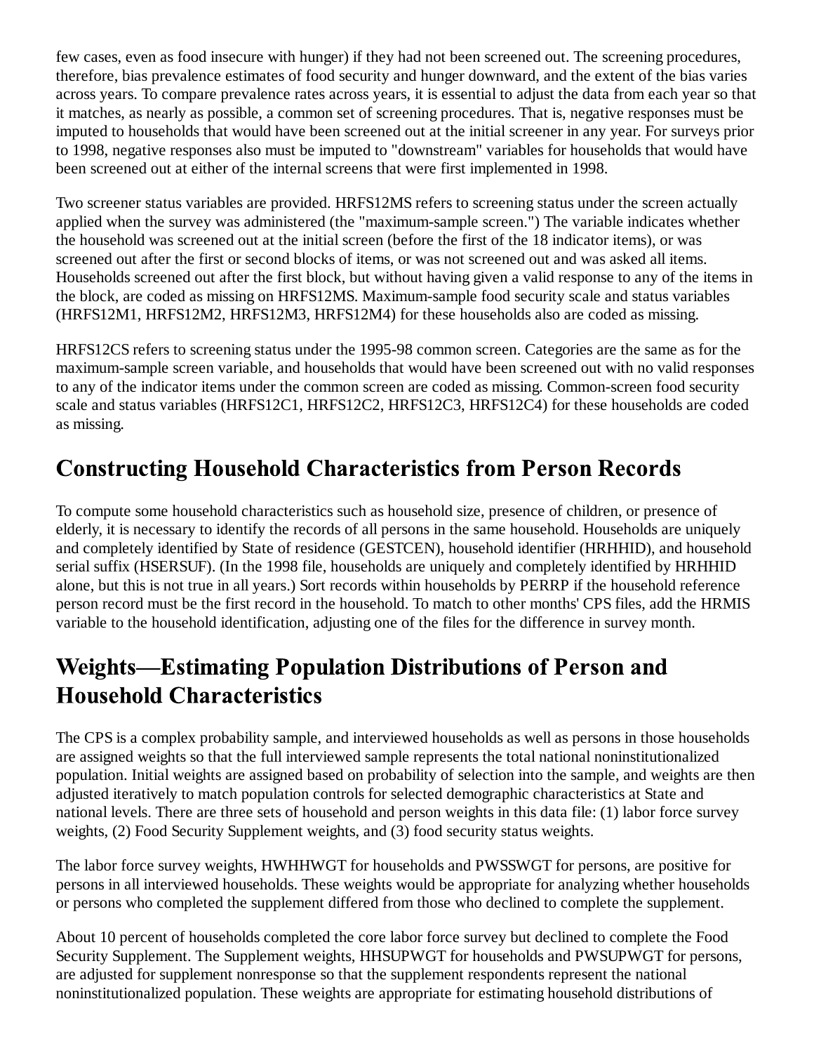few cases, even as food insecure with hunger) if they had not been screened out. The screening procedures, therefore, bias prevalence estimates of food security and hunger downward, and the extent of the bias varies across years. To compare prevalence rates across years, it is essential to adjust the data from each year so that it matches, as nearly as possible, a common set of screening procedures. That is, negative responses must be imputed to households that would have been screened out at the initial screener in any year. For surveys prior to 1998, negative responses also must be imputed to "downstream" variables for households that would have been screened out at either of the internal screens that were first implemented in 1998.

Two screener status variables are provided. HRFS12MS refers to screening status under the screen actually applied when the survey was administered (the "maximum-sample screen.") The variable indicates whether the household was screened out at the initial screen (before the first of the 18 indicator items), or was screened out after the first or second blocks of items, or was not screened out and was asked all items. Households screened out after the first block, but without having given a valid response to any of the items in the block, are coded as missing on HRFS12MS. Maximum-sample food security scale and status variables (HRFS12M1, HRFS12M2, HRFS12M3, HRFS12M4) for these households also are coded as missing.

HRFS12CS refers to screening status under the 1995-98 common screen. Categories are the same as for the maximum-sample screen variable, and households that would have been screened out with no valid responses to any of the indicator items under the common screen are coded as missing. Common-screen food security scale and status variables (HRFS12C1, HRFS12C2, HRFS12C3, HRFS12C4) for these households are coded as missing.

## Constructing Household Characteristics from Person Records

To compute some household characteristics such as household size, presence of children, or presence of elderly, it is necessary to identify the records of all persons in the same household. Households are uniquely and completely identified by State of residence (GESTCEN), household identifier (HRHHID), and household serial suffix (HSERSUF). (In the 1998 file, households are uniquely and completely identified by HRHHID alone, but this is not true in all years.) Sort records within households by PERRP if the household reference person record must be the first record in the household. To match to other months' CPS files, add the HRMIS variable to the household identification, adjusting one of the files for the difference in survey month.

## Weights—Estimating Population Distributions of Person and Household Characteristics

The CPS is a complex probability sample, and interviewed households as well as persons in those households are assigned weights so that the full interviewed sample represents the total national noninstitutionalized population. Initial weights are assigned based on probability of selection into the sample, and weights are then adjusted iteratively to match population controls for selected demographic characteristics at State and national levels. There are three sets of household and person weights in this data file: (1) labor force survey weights, (2) Food Security Supplement weights, and (3) food security status weights.

The labor force survey weights, HWHHWGT for households and PWSSWGT for persons, are positive for persons in all interviewed households. These weights would be appropriate for analyzing whether households or persons who completed the supplement differed from those who declined to complete the supplement.

About 10 percent of households completed the core labor force survey but declined to complete the Food Security Supplement. The Supplement weights, HHSUPWGT for households and PWSUPWGT for persons, are adjusted for supplement nonresponse so that the supplement respondents represent the national noninstitutionalized population. These weights are appropriate for estimating household distributions of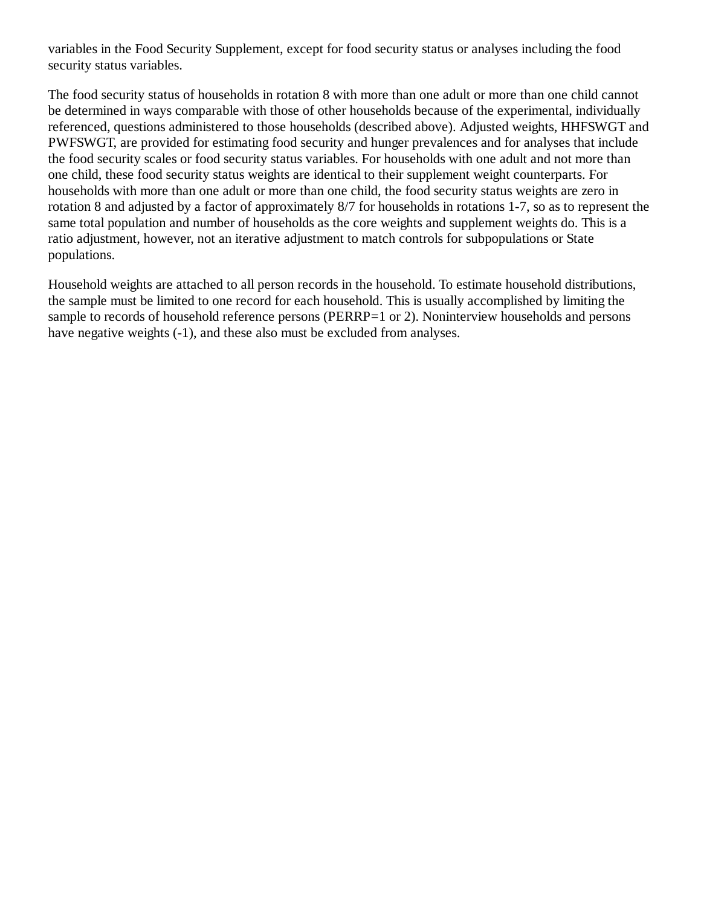variables in the Food Security Supplement, except for food security status or analyses including the food security status variables.

The food security status of households in rotation 8 with more than one adult or more than one child cannot be determined in ways comparable with those of other households because of the experimental, individually referenced, questions administered to those households (described above). Adjusted weights, HHFSWGT and PWFSWGT, are provided for estimating food security and hunger prevalences and for analyses that include the food security scales or food security status variables. For households with one adult and not more than one child, these food security status weights are identical to their supplement weight counterparts. For households with more than one adult or more than one child, the food security status weights are zero in rotation 8 and adjusted by a factor of approximately 8/7 for households in rotations 1-7, so as to represent the same total population and number of households as the core weights and supplement weights do. This is a ratio adjustment, however, not an iterative adjustment to match controls for subpopulations or State populations.

Household weights are attached to all person records in the household. To estimate household distributions, the sample must be limited to one record for each household. This is usually accomplished by limiting the sample to records of household reference persons (PERRP=1 or 2). Noninterview households and persons have negative weights (-1), and these also must be excluded from analyses.